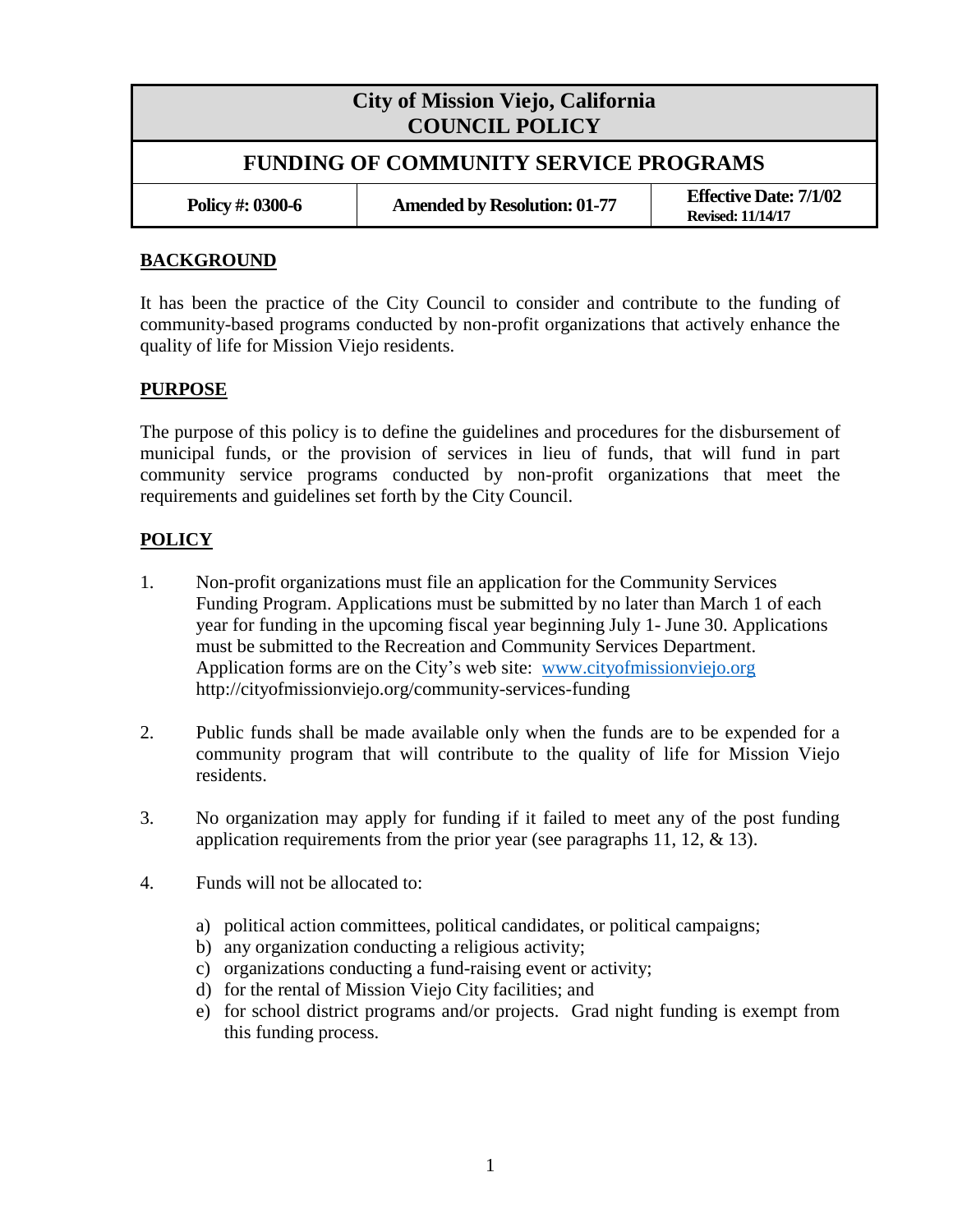| City of Mission Viejo, California<br>COUNCIL POLICY | | |
|---|---|---|
| **FUNDING OF COMMUNITY SERVICE PROGRAMS** | | |
| **Policy #: 0300-6** | **Amended by Resolution: 01-77** | **Effective Date: 7/1/02**<br>**Revised: 11/14/17** |

## BACKGROUND

It has been the practice of the City Council to consider and contribute to the funding of community-based programs conducted by non-profit organizations that actively enhance the quality of life for Mission Viejo residents.

## PURPOSE

The purpose of this policy is to define the guidelines and procedures for the disbursement of municipal funds, or the provision of services in lieu of funds, that will fund in part community service programs conducted by non-profit organizations that meet the requirements and guidelines set forth by the City Council.

## POLICY

1. Non-profit organizations must file an application for the Community Services Funding Program. Applications must be submitted by no later than March 1 of each year for funding in the upcoming fiscal year beginning July 1- June 30. Applications must be submitted to the Recreation and Community Services Department. Application forms are on the City's web site: www.cityofmissionviejo.org http://cityofmissionviejo.org/community-services-funding

2. Public funds shall be made available only when the funds are to be expended for a community program that will contribute to the quality of life for Mission Viejo residents.

3. No organization may apply for funding if it failed to meet any of the post funding application requirements from the prior year (see paragraphs 11, 12, & 13).

4. Funds will not be allocated to:

   a) political action committees, political candidates, or political campaigns;
   b) any organization conducting a religious activity;
   c) organizations conducting a fund-raising event or activity;
   d) for the rental of Mission Viejo City facilities; and
   e) for school district programs and/or projects. Grad night funding is exempt from this funding process.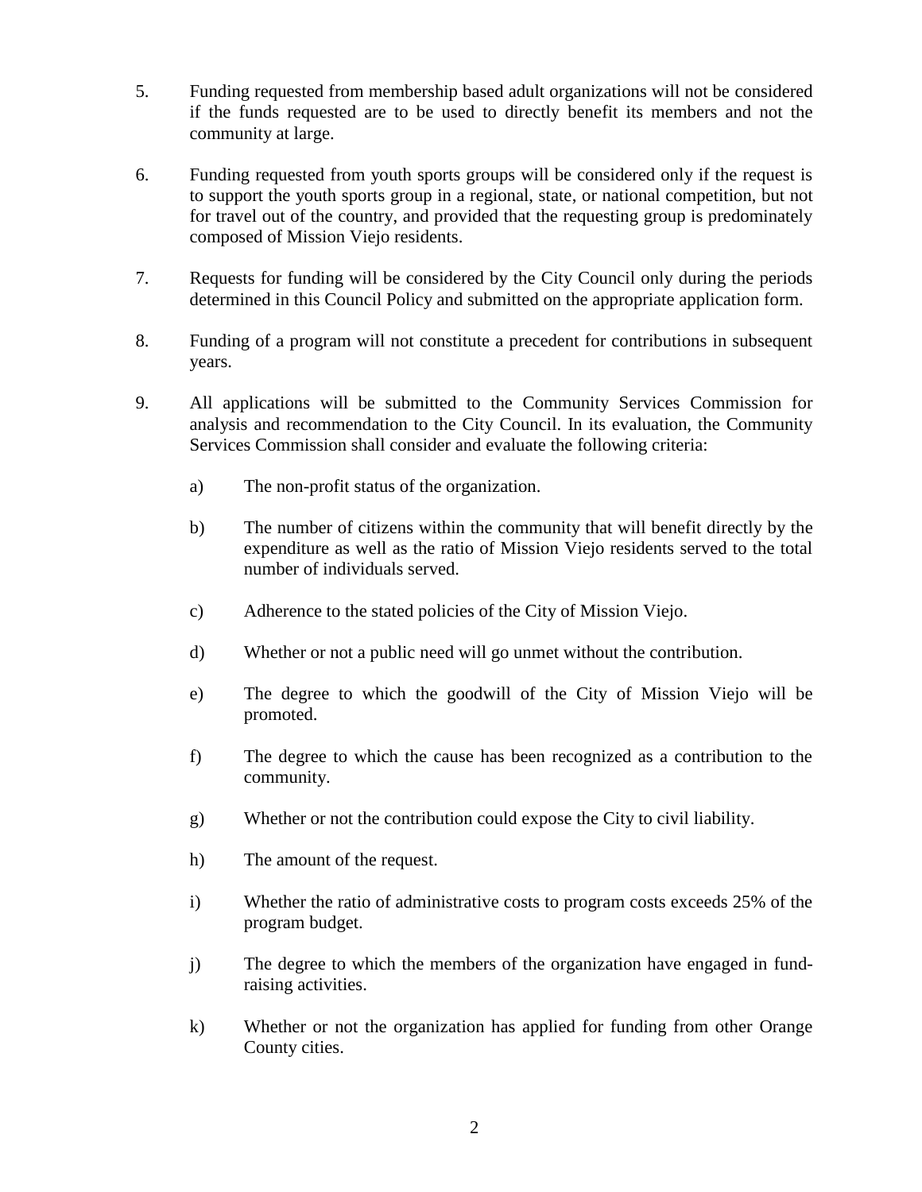5. Funding requested from membership based adult organizations will not be considered if the funds requested are to be used to directly benefit its members and not the community at large.

6. Funding requested from youth sports groups will be considered only if the request is to support the youth sports group in a regional, state, or national competition, but not for travel out of the country, and provided that the requesting group is predominately composed of Mission Viejo residents.

7. Requests for funding will be considered by the City Council only during the periods determined in this Council Policy and submitted on the appropriate application form.

8. Funding of a program will not constitute a precedent for contributions in subsequent years.

9. All applications will be submitted to the Community Services Commission for analysis and recommendation to the City Council. In its evaluation, the Community Services Commission shall consider and evaluate the following criteria:

   a) The non-profit status of the organization.

   b) The number of citizens within the community that will benefit directly by the expenditure as well as the ratio of Mission Viejo residents served to the total number of individuals served.

   c) Adherence to the stated policies of the City of Mission Viejo.

   d) Whether or not a public need will go unmet without the contribution.

   e) The degree to which the goodwill of the City of Mission Viejo will be promoted.

   f) The degree to which the cause has been recognized as a contribution to the community.

   g) Whether or not the contribution could expose the City to civil liability.

   h) The amount of the request.

   i) Whether the ratio of administrative costs to program costs exceeds 25% of the program budget.

   j) The degree to which the members of the organization have engaged in fund-raising activities.

   k) Whether or not the organization has applied for funding from other Orange County cities.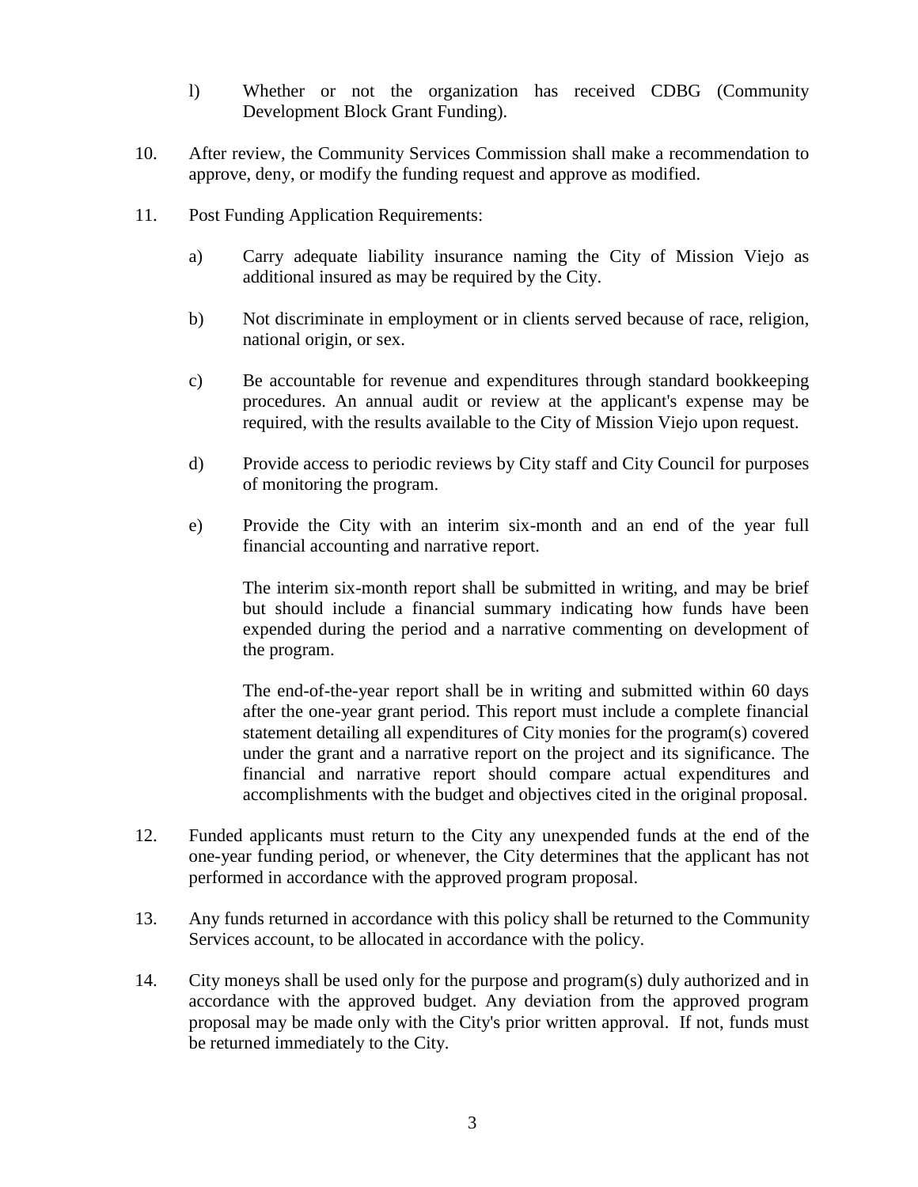l) Whether or not the organization has received CDBG (Community Development Block Grant Funding).

10. After review, the Community Services Commission shall make a recommendation to approve, deny, or modify the funding request and approve as modified.

11. Post Funding Application Requirements:

    a) Carry adequate liability insurance naming the City of Mission Viejo as additional insured as may be required by the City.

    b) Not discriminate in employment or in clients served because of race, religion, national origin, or sex.

    c) Be accountable for revenue and expenditures through standard bookkeeping procedures. An annual audit or review at the applicant's expense may be required, with the results available to the City of Mission Viejo upon request.

    d) Provide access to periodic reviews by City staff and City Council for purposes of monitoring the program.

    e) Provide the City with an interim six-month and an end of the year full financial accounting and narrative report.

       The interim six-month report shall be submitted in writing, and may be brief but should include a financial summary indicating how funds have been expended during the period and a narrative commenting on development of the program.

       The end-of-the-year report shall be in writing and submitted within 60 days after the one-year grant period. This report must include a complete financial statement detailing all expenditures of City monies for the program(s) covered under the grant and a narrative report on the project and its significance. The financial and narrative report should compare actual expenditures and accomplishments with the budget and objectives cited in the original proposal.

12. Funded applicants must return to the City any unexpended funds at the end of the one-year funding period, or whenever, the City determines that the applicant has not performed in accordance with the approved program proposal.

13. Any funds returned in accordance with this policy shall be returned to the Community Services account, to be allocated in accordance with the policy.

14. City moneys shall be used only for the purpose and program(s) duly authorized and in accordance with the approved budget. Any deviation from the approved program proposal may be made only with the City's prior written approval. If not, funds must be returned immediately to the City.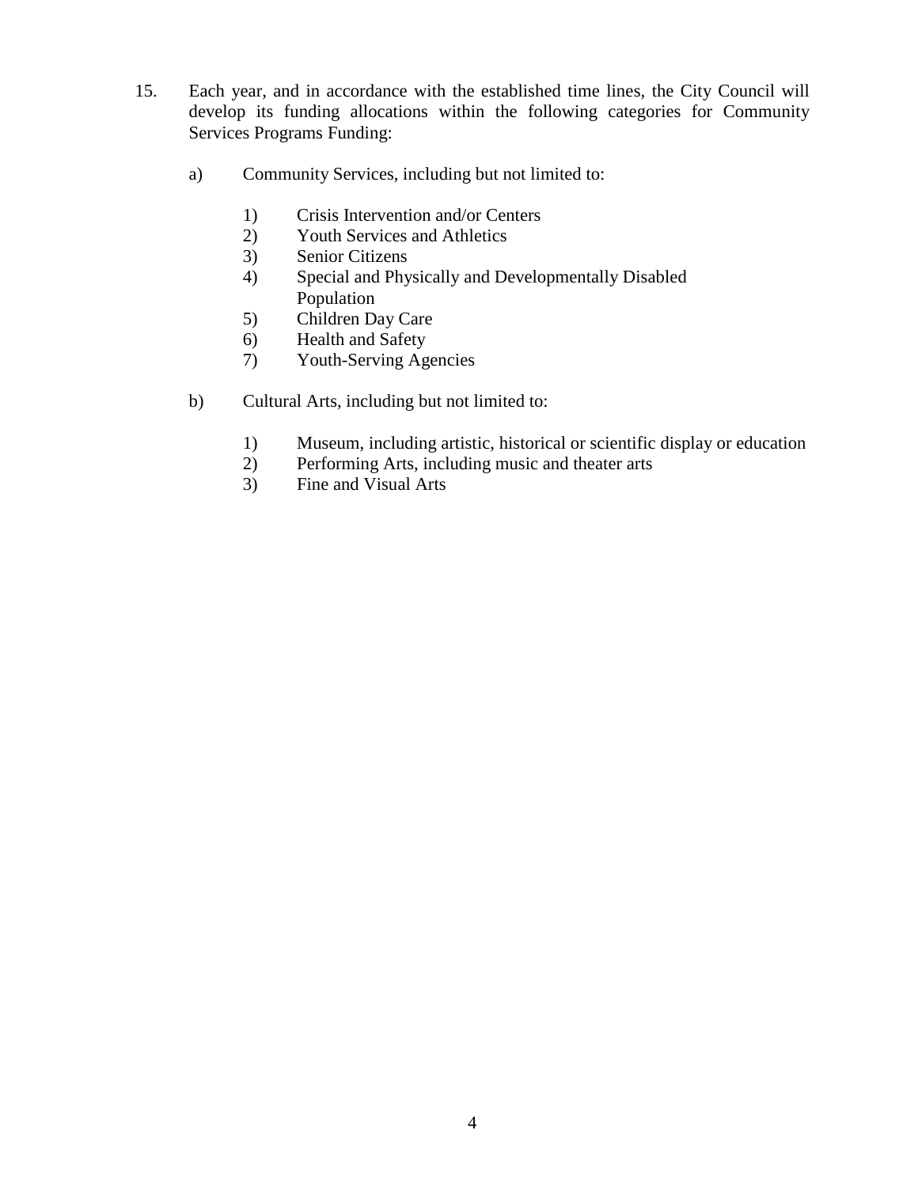15. Each year, and in accordance with the established time lines, the City Council will develop its funding allocations within the following categories for Community Services Programs Funding:

    a) Community Services, including but not limited to:

        1) Crisis Intervention and/or Centers
        2) Youth Services and Athletics
        3) Senior Citizens
        4) Special and Physically and Developmentally Disabled Population
        5) Children Day Care
        6) Health and Safety
        7) Youth-Serving Agencies

    b) Cultural Arts, including but not limited to:

        1) Museum, including artistic, historical or scientific display or education
        2) Performing Arts, including music and theater arts
        3) Fine and Visual Arts